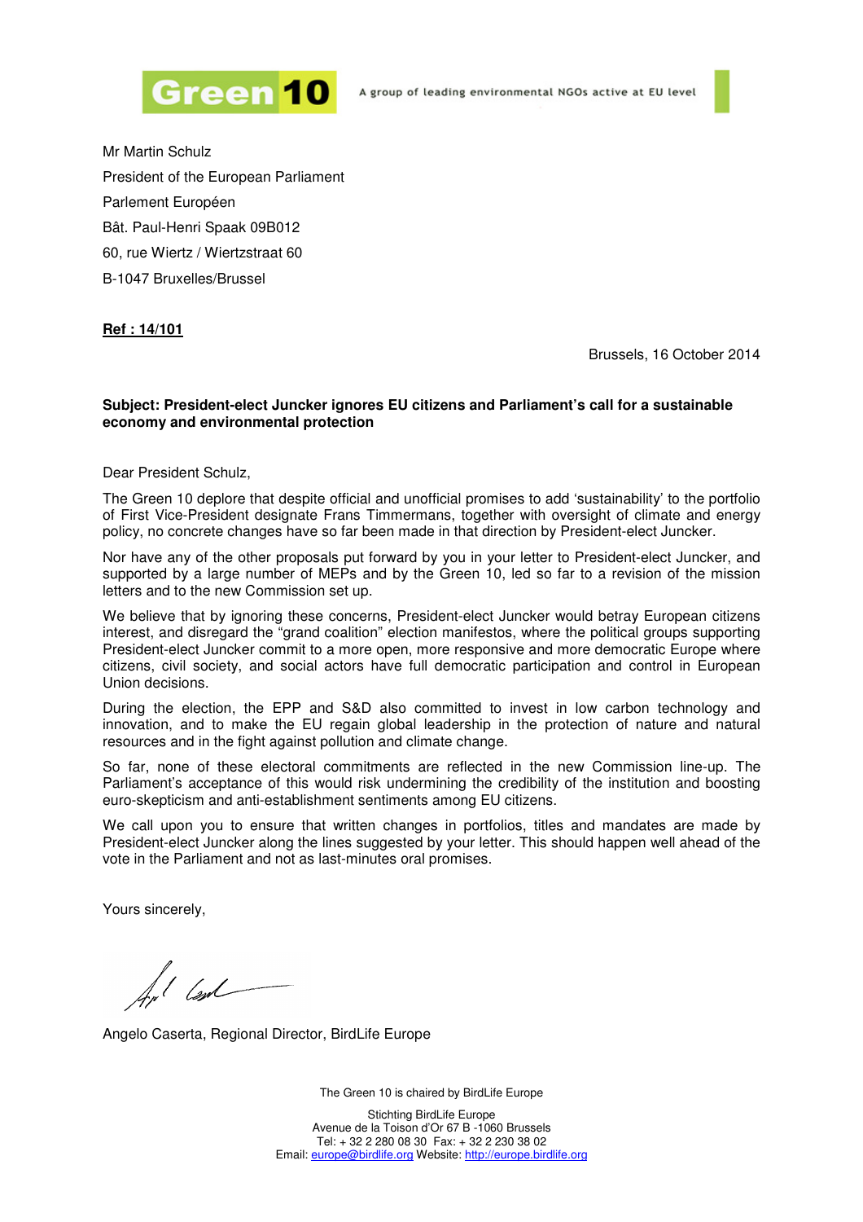**Green 10** A group of leading environmental NGOs active at EU level

Mr Martin Schulz
President of the European Parliament
Parlement Européen
Bât. Paul-Henri Spaak 09B012
60, rue Wiertz / Wiertzstraat 60
B-1047 Bruxelles/Brussel

**Ref : 14/101**

Brussels, 16 October 2014

**Subject: President-elect Juncker ignores EU citizens and Parliament's call for a sustainable economy and environmental protection**

Dear President Schulz,

The Green 10 deplore that despite official and unofficial promises to add 'sustainability' to the portfolio of First Vice-President designate Frans Timmermans, together with oversight of climate and energy policy, no concrete changes have so far been made in that direction by President-elect Juncker.

Nor have any of the other proposals put forward by you in your letter to President-elect Juncker, and supported by a large number of MEPs and by the Green 10, led so far to a revision of the mission letters and to the new Commission set up.

We believe that by ignoring these concerns, President-elect Juncker would betray European citizens interest, and disregard the "grand coalition" election manifestos, where the political groups supporting President-elect Juncker commit to a more open, more responsive and more democratic Europe where citizens, civil society, and social actors have full democratic participation and control in European Union decisions.

During the election, the EPP and S&D also committed to invest in low carbon technology and innovation, and to make the EU regain global leadership in the protection of nature and natural resources and in the fight against pollution and climate change.

So far, none of these electoral commitments are reflected in the new Commission line-up. The Parliament's acceptance of this would risk undermining the credibility of the institution and boosting euro-skepticism and anti-establishment sentiments among EU citizens.

We call upon you to ensure that written changes in portfolios, titles and mandates are made by President-elect Juncker along the lines suggested by your letter. This should happen well ahead of the vote in the Parliament and not as last-minutes oral promises.

Yours sincerely,

Angelo Caserta, Regional Director, BirdLife Europe

The Green 10 is chaired by BirdLife Europe

Stichting BirdLife Europe
Avenue de la Toison d'Or 67 B -1060 Brussels
Tel: + 32 2 280 08 30 Fax: + 32 2 230 38 02
Email: europe@birdlife.org Website: http://europe.birdlife.org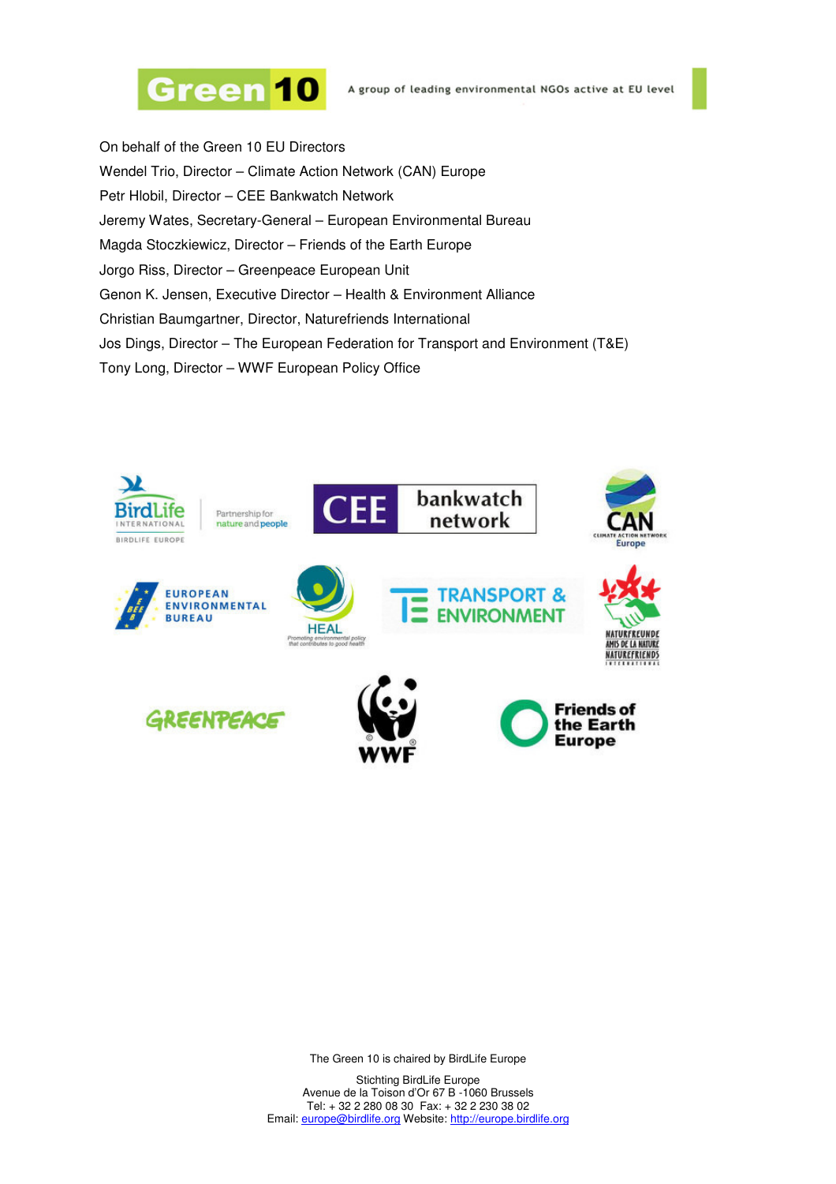On behalf of the Green 10 EU Directors

Wendel Trio, Director – Climate Action Network (CAN) Europe

Petr Hlobil, Director – CEE Bankwatch Network

Jeremy Wates, Secretary-General – European Environmental Bureau

Magda Stoczkiewicz, Director – Friends of the Earth Europe

Jorgo Riss, Director – Greenpeace European Unit

Genon K. Jensen, Executive Director – Health & Environment Alliance

Christian Baumgartner, Director, Naturefriends International

Jos Dings, Director – The European Federation for Transport and Environment (T&E)

Tony Long, Director – WWF European Policy Office

The Green 10 is chaired by BirdLife Europe

Stichting BirdLife Europe
Avenue de la Toison d'Or 67 B -1060 Brussels
Tel: + 32 2 280 08 30 Fax: + 32 2 230 38 02
Email: europe@birdlife.org Website: http://europe.birdlife.org